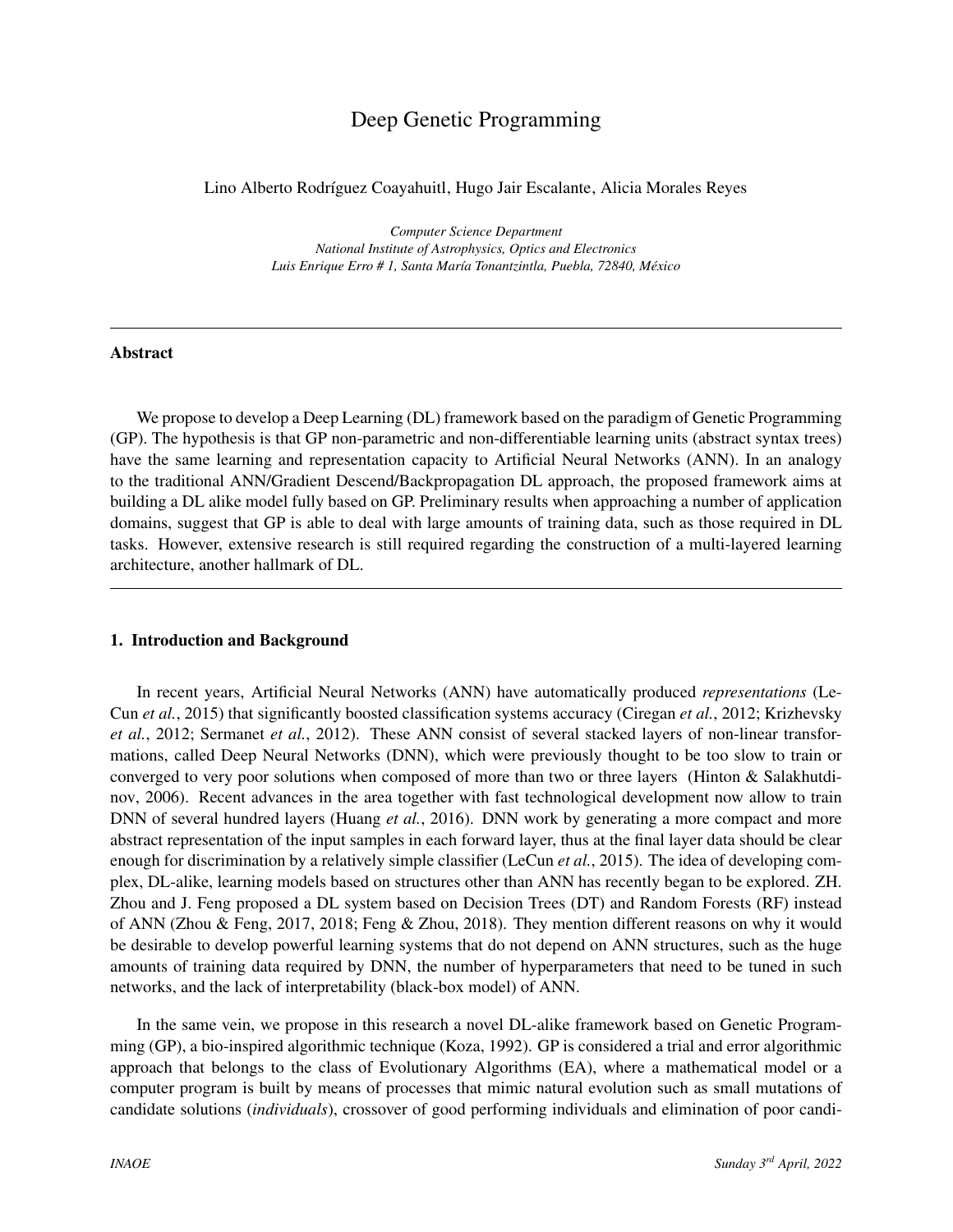# Deep Genetic Programming

Lino Alberto Rodríguez Coayahuitl, Hugo Jair Escalante, Alicia Morales Reyes

*Computer Science Department*
*National Institute of Astrophysics, Optics and Electronics*
*Luis Enrique Erro # 1, Santa María Tonantzintla, Puebla, 72840, México*

---

### Abstract

We propose to develop a Deep Learning (DL) framework based on the paradigm of Genetic Programming (GP). The hypothesis is that GP non-parametric and non-differentiable learning units (abstract syntax trees) have the same learning and representation capacity to Artificial Neural Networks (ANN). In an analogy to the traditional ANN/Gradient Descend/Backpropagation DL approach, the proposed framework aims at building a DL alike model fully based on GP. Preliminary results when approaching a number of application domains, suggest that GP is able to deal with large amounts of training data, such as those required in DL tasks. However, extensive research is still required regarding the construction of a multi-layered learning architecture, another hallmark of DL.

---

## 1. Introduction and Background

In recent years, Artificial Neural Networks (ANN) have automatically produced *representations* (LeCun *et al.*, 2015) that significantly boosted classification systems accuracy (Ciregan *et al.*, 2012; Krizhevsky *et al.*, 2012; Sermanet *et al.*, 2012). These ANN consist of several stacked layers of non-linear transformations, called Deep Neural Networks (DNN), which were previously thought to be too slow to train or converged to very poor solutions when composed of more than two or three layers (Hinton & Salakhutdinov, 2006). Recent advances in the area together with fast technological development now allow to train DNN of several hundred layers (Huang *et al.*, 2016). DNN work by generating a more compact and more abstract representation of the input samples in each forward layer, thus at the final layer data should be clear enough for discrimination by a relatively simple classifier (LeCun *et al.*, 2015). The idea of developing complex, DL-alike, learning models based on structures other than ANN has recently began to be explored. ZH. Zhou and J. Feng proposed a DL system based on Decision Trees (DT) and Random Forests (RF) instead of ANN (Zhou & Feng, 2017, 2018; Feng & Zhou, 2018). They mention different reasons on why it would be desirable to develop powerful learning systems that do not depend on ANN structures, such as the huge amounts of training data required by DNN, the number of hyperparameters that need to be tuned in such networks, and the lack of interpretability (black-box model) of ANN.

In the same vein, we propose in this research a novel DL-alike framework based on Genetic Programming (GP), a bio-inspired algorithmic technique (Koza, 1992). GP is considered a trial and error algorithmic approach that belongs to the class of Evolutionary Algorithms (EA), where a mathematical model or a computer program is built by means of processes that mimic natural evolution such as small mutations of candidate solutions (*individuals*), crossover of good performing individuals and elimination of poor candi-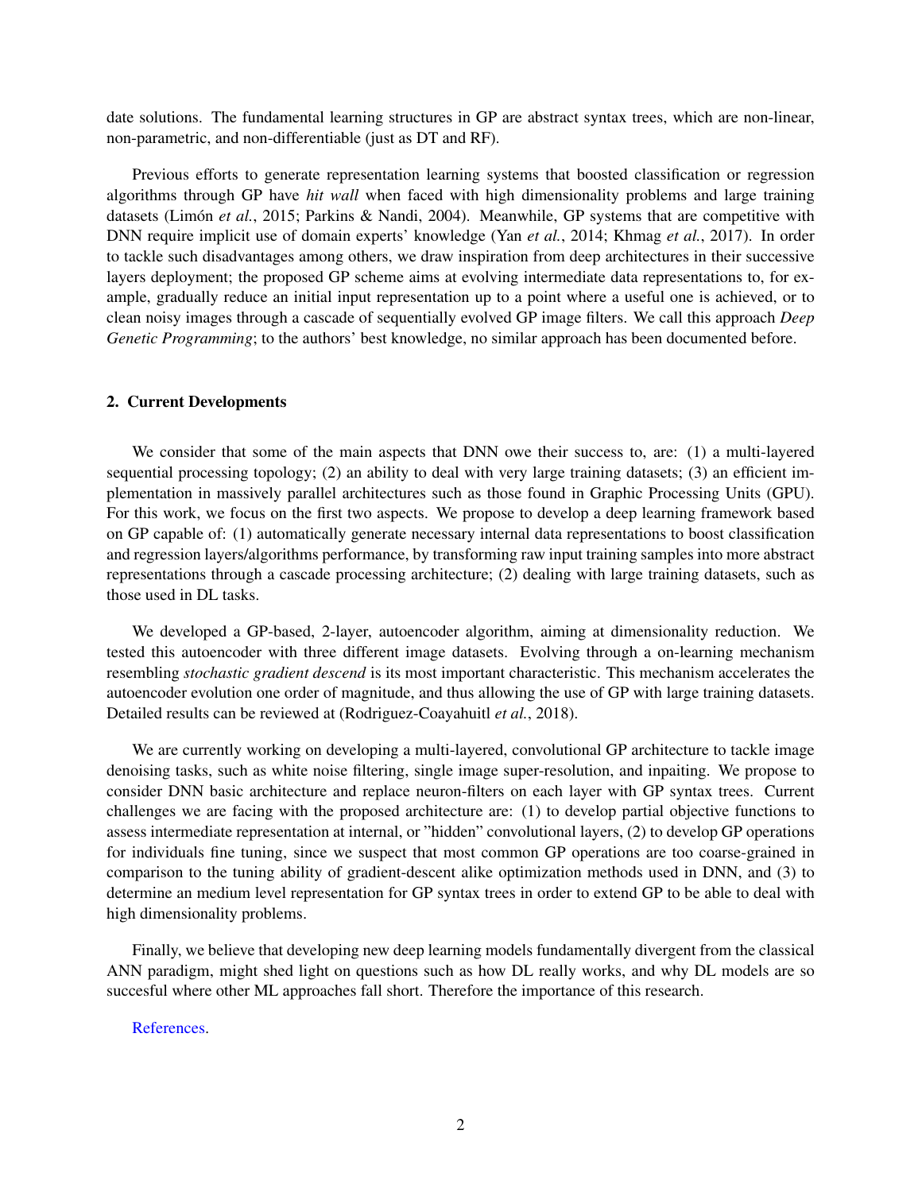date solutions. The fundamental learning structures in GP are abstract syntax trees, which are non-linear, non-parametric, and non-differentiable (just as DT and RF).

Previous efforts to generate representation learning systems that boosted classification or regression algorithms through GP have *hit wall* when faced with high dimensionality problems and large training datasets (Limón *et al.*, 2015; Parkins & Nandi, 2004). Meanwhile, GP systems that are competitive with DNN require implicit use of domain experts' knowledge (Yan *et al.*, 2014; Khmag *et al.*, 2017). In order to tackle such disadvantages among others, we draw inspiration from deep architectures in their successive layers deployment; the proposed GP scheme aims at evolving intermediate data representations to, for example, gradually reduce an initial input representation up to a point where a useful one is achieved, or to clean noisy images through a cascade of sequentially evolved GP image filters. We call this approach *Deep Genetic Programming*; to the authors' best knowledge, no similar approach has been documented before.

## 2. Current Developments

We consider that some of the main aspects that DNN owe their success to, are: (1) a multi-layered sequential processing topology; (2) an ability to deal with very large training datasets; (3) an efficient implementation in massively parallel architectures such as those found in Graphic Processing Units (GPU). For this work, we focus on the first two aspects. We propose to develop a deep learning framework based on GP capable of: (1) automatically generate necessary internal data representations to boost classification and regression layers/algorithms performance, by transforming raw input training samples into more abstract representations through a cascade processing architecture; (2) dealing with large training datasets, such as those used in DL tasks.

We developed a GP-based, 2-layer, autoencoder algorithm, aiming at dimensionality reduction. We tested this autoencoder with three different image datasets. Evolving through a on-learning mechanism resembling *stochastic gradient descend* is its most important characteristic. This mechanism accelerates the autoencoder evolution one order of magnitude, and thus allowing the use of GP with large training datasets. Detailed results can be reviewed at (Rodriguez-Coayahuitl *et al.*, 2018).

We are currently working on developing a multi-layered, convolutional GP architecture to tackle image denoising tasks, such as white noise filtering, single image super-resolution, and inpaiting. We propose to consider DNN basic architecture and replace neuron-filters on each layer with GP syntax trees. Current challenges we are facing with the proposed architecture are: (1) to develop partial objective functions to assess intermediate representation at internal, or "hidden" convolutional layers, (2) to develop GP operations for individuals fine tuning, since we suspect that most common GP operations are too coarse-grained in comparison to the tuning ability of gradient-descent alike optimization methods used in DNN, and (3) to determine an medium level representation for GP syntax trees in order to extend GP to be able to deal with high dimensionality problems.

Finally, we believe that developing new deep learning models fundamentally divergent from the classical ANN paradigm, might shed light on questions such as how DL really works, and why DL models are so succesful where other ML approaches fall short. Therefore the importance of this research.

References.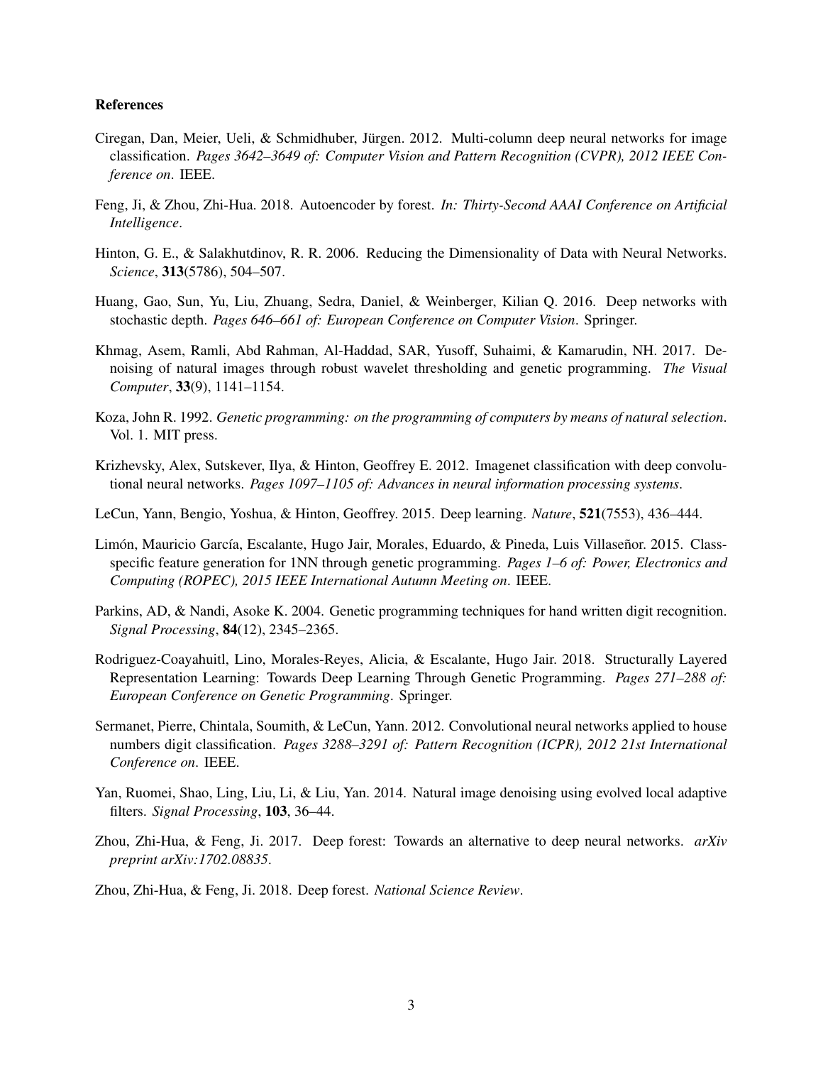## References

Ciregan, Dan, Meier, Ueli, & Schmidhuber, Jürgen. 2012. Multi-column deep neural networks for image classification. *Pages 3642–3649 of: Computer Vision and Pattern Recognition (CVPR), 2012 IEEE Conference on*. IEEE.

Feng, Ji, & Zhou, Zhi-Hua. 2018. Autoencoder by forest. *In: Thirty-Second AAAI Conference on Artificial Intelligence*.

Hinton, G. E., & Salakhutdinov, R. R. 2006. Reducing the Dimensionality of Data with Neural Networks. *Science*, **313**(5786), 504–507.

Huang, Gao, Sun, Yu, Liu, Zhuang, Sedra, Daniel, & Weinberger, Kilian Q. 2016. Deep networks with stochastic depth. *Pages 646–661 of: European Conference on Computer Vision*. Springer.

Khmag, Asem, Ramli, Abd Rahman, Al-Haddad, SAR, Yusoff, Suhaimi, & Kamarudin, NH. 2017. Denoising of natural images through robust wavelet thresholding and genetic programming. *The Visual Computer*, **33**(9), 1141–1154.

Koza, John R. 1992. *Genetic programming: on the programming of computers by means of natural selection*. Vol. 1. MIT press.

Krizhevsky, Alex, Sutskever, Ilya, & Hinton, Geoffrey E. 2012. Imagenet classification with deep convolutional neural networks. *Pages 1097–1105 of: Advances in neural information processing systems*.

LeCun, Yann, Bengio, Yoshua, & Hinton, Geoffrey. 2015. Deep learning. *Nature*, **521**(7553), 436–444.

Limón, Mauricio García, Escalante, Hugo Jair, Morales, Eduardo, & Pineda, Luis Villaseñor. 2015. Class-specific feature generation for 1NN through genetic programming. *Pages 1–6 of: Power, Electronics and Computing (ROPEC), 2015 IEEE International Autumn Meeting on*. IEEE.

Parkins, AD, & Nandi, Asoke K. 2004. Genetic programming techniques for hand written digit recognition. *Signal Processing*, **84**(12), 2345–2365.

Rodriguez-Coayahuitl, Lino, Morales-Reyes, Alicia, & Escalante, Hugo Jair. 2018. Structurally Layered Representation Learning: Towards Deep Learning Through Genetic Programming. *Pages 271–288 of: European Conference on Genetic Programming*. Springer.

Sermanet, Pierre, Chintala, Soumith, & LeCun, Yann. 2012. Convolutional neural networks applied to house numbers digit classification. *Pages 3288–3291 of: Pattern Recognition (ICPR), 2012 21st International Conference on*. IEEE.

Yan, Ruomei, Shao, Ling, Liu, Li, & Liu, Yan. 2014. Natural image denoising using evolved local adaptive filters. *Signal Processing*, **103**, 36–44.

Zhou, Zhi-Hua, & Feng, Ji. 2017. Deep forest: Towards an alternative to deep neural networks. *arXiv preprint arXiv:1702.08835*.

Zhou, Zhi-Hua, & Feng, Ji. 2018. Deep forest. *National Science Review*.